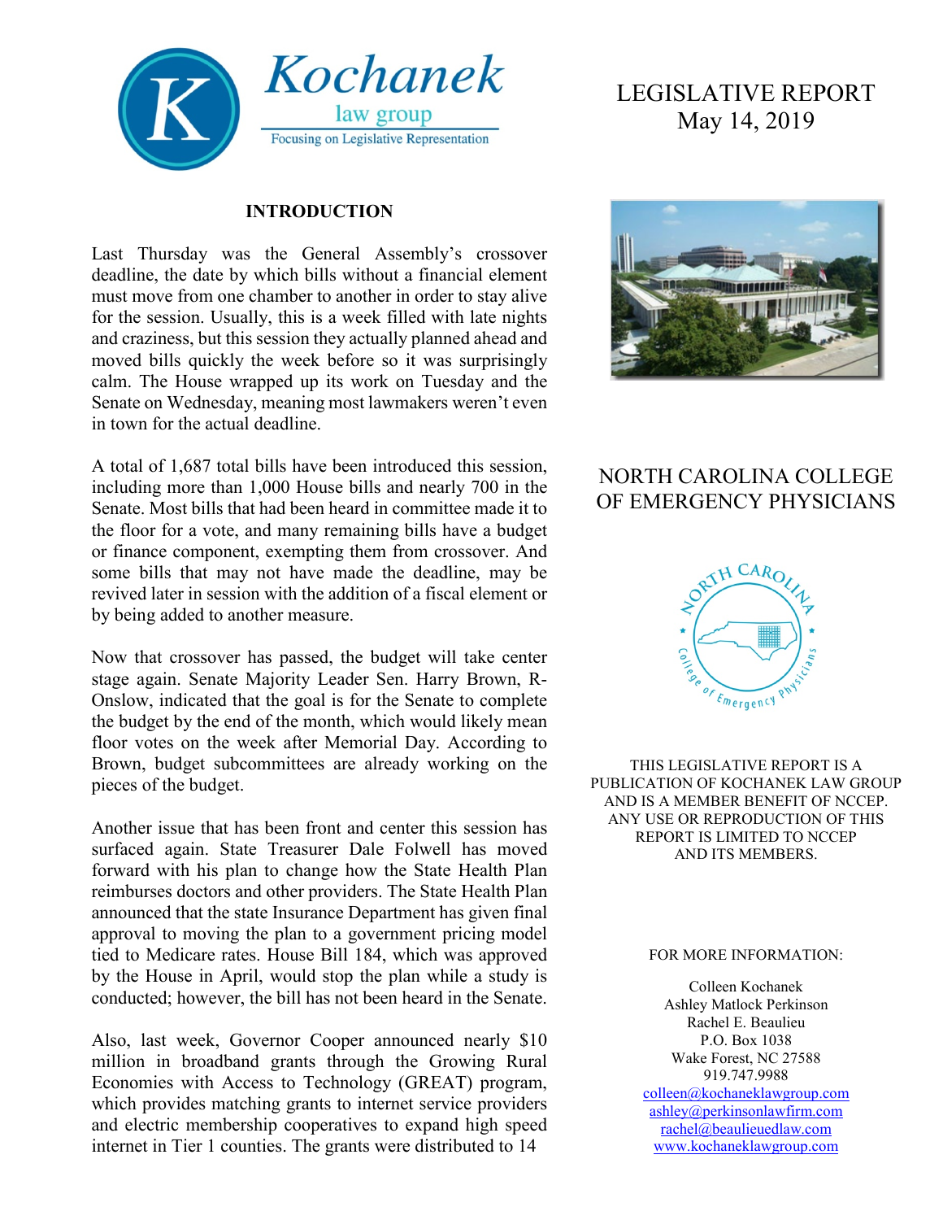Kochanek law group

Focusing on Legislative Representation

# LEGISLATIVE REPORT
May 14, 2019

## NORTH CAROLINA COLLEGE OF EMERGENCY PHYSICIANS

THIS LEGISLATIVE REPORT IS A PUBLICATION OF KOCHANEK LAW GROUP AND IS A MEMBER BENEFIT OF NCCEP. ANY USE OR REPRODUCTION OF THIS REPORT IS LIMITED TO NCCEP AND ITS MEMBERS.

FOR MORE INFORMATION:

Colleen Kochanek
Ashley Matlock Perkinson
Rachel E. Beaulieu
P.O. Box 1038
Wake Forest, NC 27588
919.747.9988
colleen@kochaneklawgroup.com
ashley@perkinsonlawfirm.com
rachel@beaulieuedlaw.com
www.kochaneklawgroup.com

## INTRODUCTION

Last Thursday was the General Assembly's crossover deadline, the date by which bills without a financial element must move from one chamber to another in order to stay alive for the session. Usually, this is a week filled with late nights and craziness, but this session they actually planned ahead and moved bills quickly the week before so it was surprisingly calm. The House wrapped up its work on Tuesday and the Senate on Wednesday, meaning most lawmakers weren't even in town for the actual deadline.

A total of 1,687 total bills have been introduced this session, including more than 1,000 House bills and nearly 700 in the Senate. Most bills that had been heard in committee made it to the floor for a vote, and many remaining bills have a budget or finance component, exempting them from crossover. And some bills that may not have made the deadline, may be revived later in session with the addition of a fiscal element or by being added to another measure.

Now that crossover has passed, the budget will take center stage again. Senate Majority Leader Sen. Harry Brown, R-Onslow, indicated that the goal is for the Senate to complete the budget by the end of the month, which would likely mean floor votes on the week after Memorial Day. According to Brown, budget subcommittees are already working on the pieces of the budget.

Another issue that has been front and center this session has surfaced again. State Treasurer Dale Folwell has moved forward with his plan to change how the State Health Plan reimburses doctors and other providers. The State Health Plan announced that the state Insurance Department has given final approval to moving the plan to a government pricing model tied to Medicare rates. House Bill 184, which was approved by the House in April, would stop the plan while a study is conducted; however, the bill has not been heard in the Senate.

Also, last week, Governor Cooper announced nearly $10 million in broadband grants through the Growing Rural Economies with Access to Technology (GREAT) program, which provides matching grants to internet service providers and electric membership cooperatives to expand high speed internet in Tier 1 counties. The grants were distributed to 14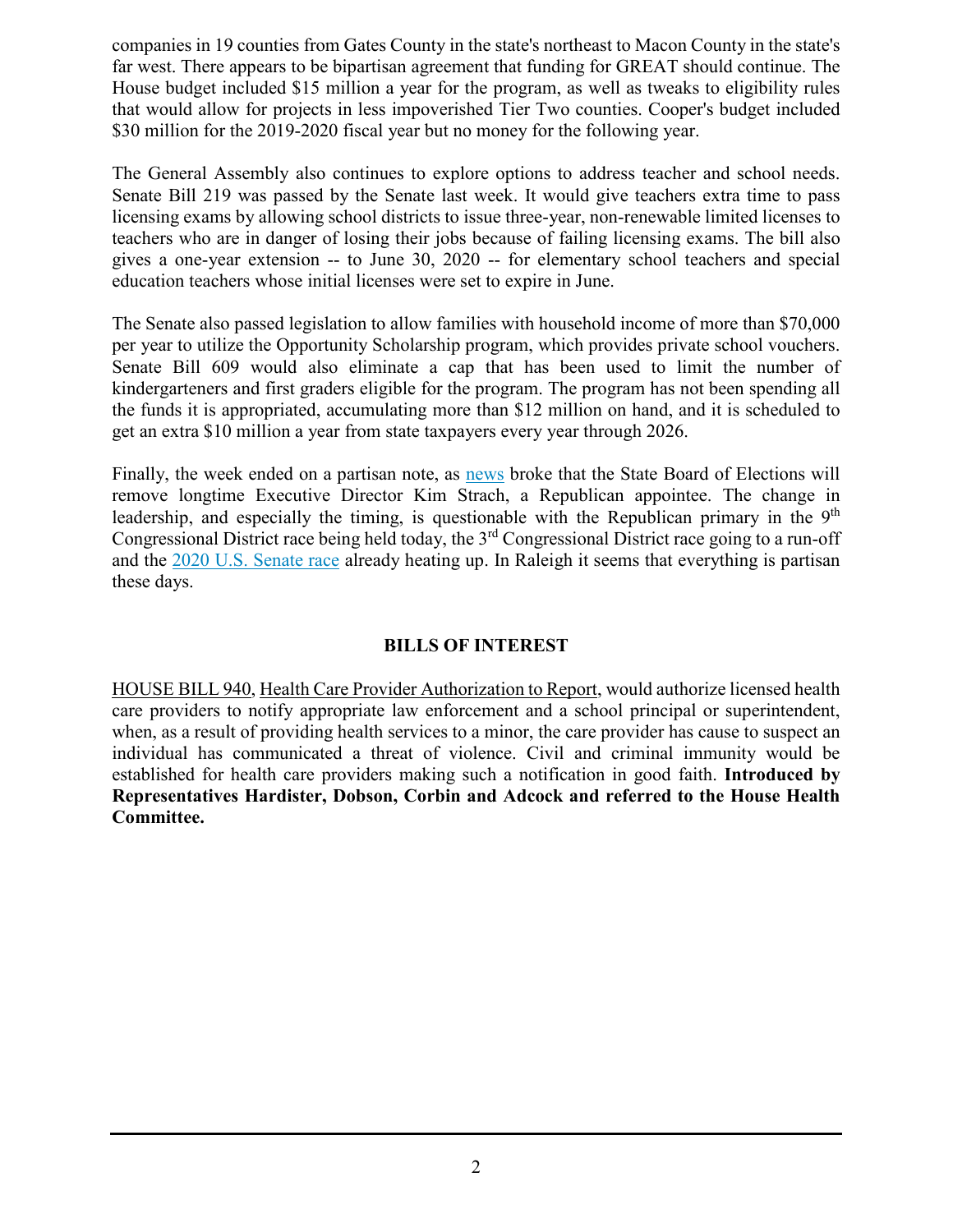companies in 19 counties from Gates County in the state's northeast to Macon County in the state's far west. There appears to be bipartisan agreement that funding for GREAT should continue. The House budget included $15 million a year for the program, as well as tweaks to eligibility rules that would allow for projects in less impoverished Tier Two counties. Cooper's budget included $30 million for the 2019-2020 fiscal year but no money for the following year.

The General Assembly also continues to explore options to address teacher and school needs. Senate Bill 219 was passed by the Senate last week. It would give teachers extra time to pass licensing exams by allowing school districts to issue three-year, non-renewable limited licenses to teachers who are in danger of losing their jobs because of failing licensing exams. The bill also gives a one-year extension -- to June 30, 2020 -- for elementary school teachers and special education teachers whose initial licenses were set to expire in June.

The Senate also passed legislation to allow families with household income of more than $70,000 per year to utilize the Opportunity Scholarship program, which provides private school vouchers. Senate Bill 609 would also eliminate a cap that has been used to limit the number of kindergarteners and first graders eligible for the program. The program has not been spending all the funds it is appropriated, accumulating more than $12 million on hand, and it is scheduled to get an extra $10 million a year from state taxpayers every year through 2026.

Finally, the week ended on a partisan note, as news broke that the State Board of Elections will remove longtime Executive Director Kim Strach, a Republican appointee. The change in leadership, and especially the timing, is questionable with the Republican primary in the 9th Congressional District race being held today, the 3rd Congressional District race going to a run-off and the 2020 U.S. Senate race already heating up. In Raleigh it seems that everything is partisan these days.

## BILLS OF INTEREST

HOUSE BILL 940, Health Care Provider Authorization to Report, would authorize licensed health care providers to notify appropriate law enforcement and a school principal or superintendent, when, as a result of providing health services to a minor, the care provider has cause to suspect an individual has communicated a threat of violence. Civil and criminal immunity would be established for health care providers making such a notification in good faith. **Introduced by Representatives Hardister, Dobson, Corbin and Adcock and referred to the House Health Committee.**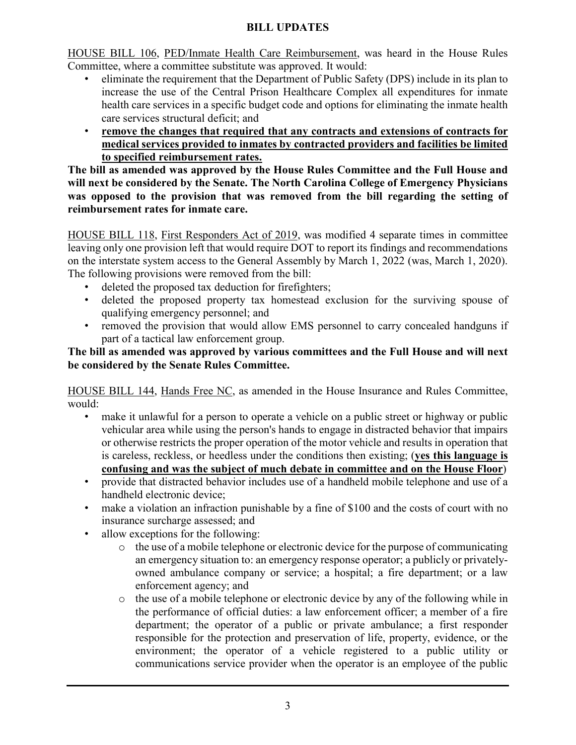## BILL UPDATES

HOUSE BILL 106, PED/Inmate Health Care Reimbursement, was heard in the House Rules Committee, where a committee substitute was approved. It would:

- eliminate the requirement that the Department of Public Safety (DPS) include in its plan to increase the use of the Central Prison Healthcare Complex all expenditures for inmate health care services in a specific budget code and options for eliminating the inmate health care services structural deficit; and
- **remove the changes that required that any contracts and extensions of contracts for medical services provided to inmates by contracted providers and facilities be limited to specified reimbursement rates.**

**The bill as amended was approved by the House Rules Committee and the Full House and will next be considered by the Senate. The North Carolina College of Emergency Physicians was opposed to the provision that was removed from the bill regarding the setting of reimbursement rates for inmate care.**

HOUSE BILL 118, First Responders Act of 2019, was modified 4 separate times in committee leaving only one provision left that would require DOT to report its findings and recommendations on the interstate system access to the General Assembly by March 1, 2022 (was, March 1, 2020). The following provisions were removed from the bill:

- deleted the proposed tax deduction for firefighters;
- deleted the proposed property tax homestead exclusion for the surviving spouse of qualifying emergency personnel; and
- removed the provision that would allow EMS personnel to carry concealed handguns if part of a tactical law enforcement group.

**The bill as amended was approved by various committees and the Full House and will next be considered by the Senate Rules Committee.**

HOUSE BILL 144, Hands Free NC, as amended in the House Insurance and Rules Committee, would:

- make it unlawful for a person to operate a vehicle on a public street or highway or public vehicular area while using the person's hands to engage in distracted behavior that impairs or otherwise restricts the proper operation of the motor vehicle and results in operation that is careless, reckless, or heedless under the conditions then existing; (**yes this language is confusing and was the subject of much debate in committee and on the House Floor**)
- provide that distracted behavior includes use of a handheld mobile telephone and use of a handheld electronic device;
- make a violation an infraction punishable by a fine of $100 and the costs of court with no insurance surcharge assessed; and
- allow exceptions for the following:
  - the use of a mobile telephone or electronic device for the purpose of communicating an emergency situation to: an emergency response operator; a publicly or privately-owned ambulance company or service; a hospital; a fire department; or a law enforcement agency; and
  - the use of a mobile telephone or electronic device by any of the following while in the performance of official duties: a law enforcement officer; a member of a fire department; the operator of a public or private ambulance; a first responder responsible for the protection and preservation of life, property, evidence, or the environment; the operator of a vehicle registered to a public utility or communications service provider when the operator is an employee of the public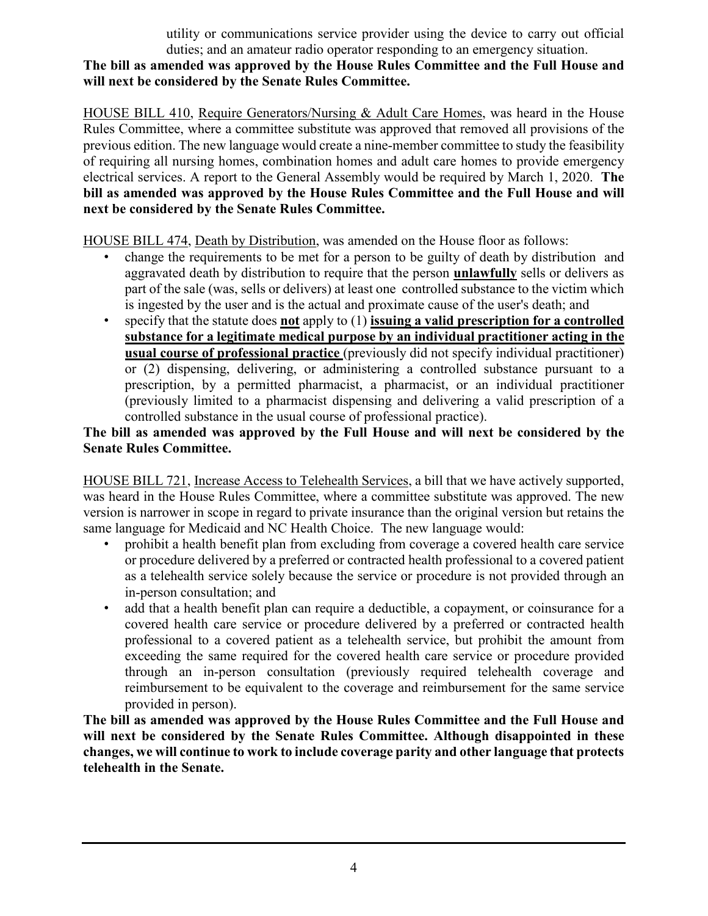utility or communications service provider using the device to carry out official duties; and an amateur radio operator responding to an emergency situation.

**The bill as amended was approved by the House Rules Committee and the Full House and will next be considered by the Senate Rules Committee.**

HOUSE BILL 410, Require Generators/Nursing & Adult Care Homes, was heard in the House Rules Committee, where a committee substitute was approved that removed all provisions of the previous edition. The new language would create a nine-member committee to study the feasibility of requiring all nursing homes, combination homes and adult care homes to provide emergency electrical services. A report to the General Assembly would be required by March 1, 2020. **The bill as amended was approved by the House Rules Committee and the Full House and will next be considered by the Senate Rules Committee.**

HOUSE BILL 474, Death by Distribution, was amended on the House floor as follows:

- change the requirements to be met for a person to be guilty of death by distribution and aggravated death by distribution to require that the person **unlawfully** sells or delivers as part of the sale (was, sells or delivers) at least one controlled substance to the victim which is ingested by the user and is the actual and proximate cause of the user's death; and
- specify that the statute does **not** apply to (1) **issuing a valid prescription for a controlled substance for a legitimate medical purpose by an individual practitioner acting in the usual course of professional practice** (previously did not specify individual practitioner) or (2) dispensing, delivering, or administering a controlled substance pursuant to a prescription, by a permitted pharmacist, a pharmacist, or an individual practitioner (previously limited to a pharmacist dispensing and delivering a valid prescription of a controlled substance in the usual course of professional practice).

**The bill as amended was approved by the Full House and will next be considered by the Senate Rules Committee.**

HOUSE BILL 721, Increase Access to Telehealth Services, a bill that we have actively supported, was heard in the House Rules Committee, where a committee substitute was approved. The new version is narrower in scope in regard to private insurance than the original version but retains the same language for Medicaid and NC Health Choice. The new language would:

- prohibit a health benefit plan from excluding from coverage a covered health care service or procedure delivered by a preferred or contracted health professional to a covered patient as a telehealth service solely because the service or procedure is not provided through an in-person consultation; and
- add that a health benefit plan can require a deductible, a copayment, or coinsurance for a covered health care service or procedure delivered by a preferred or contracted health professional to a covered patient as a telehealth service, but prohibit the amount from exceeding the same required for the covered health care service or procedure provided through an in-person consultation (previously required telehealth coverage and reimbursement to be equivalent to the coverage and reimbursement for the same service provided in person).

**The bill as amended was approved by the House Rules Committee and the Full House and will next be considered by the Senate Rules Committee. Although disappointed in these changes, we will continue to work to include coverage parity and other language that protects telehealth in the Senate.**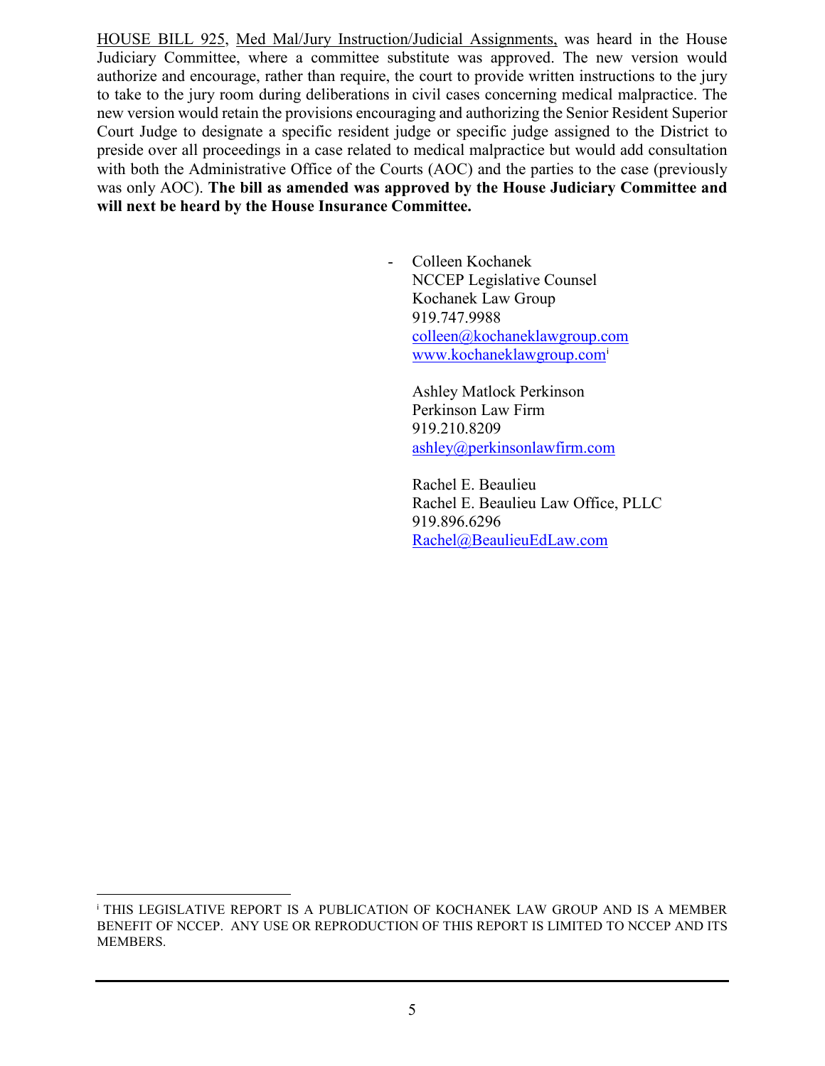HOUSE BILL 925, Med Mal/Jury Instruction/Judicial Assignments, was heard in the House Judiciary Committee, where a committee substitute was approved. The new version would authorize and encourage, rather than require, the court to provide written instructions to the jury to take to the jury room during deliberations in civil cases concerning medical malpractice. The new version would retain the provisions encouraging and authorizing the Senior Resident Superior Court Judge to designate a specific resident judge or specific judge assigned to the District to preside over all proceedings in a case related to medical malpractice but would add consultation with both the Administrative Office of the Courts (AOC) and the parties to the case (previously was only AOC). **The bill as amended was approved by the House Judiciary Committee and will next be heard by the House Insurance Committee.**

\- Colleen Kochanek
NCCEP Legislative Counsel
Kochanek Law Group
919.747.9988
colleen@kochaneklawgroup.com
www.kochaneklawgroup.com[i]

Ashley Matlock Perkinson
Perkinson Law Firm
919.210.8209
ashley@perkinsonlawfirm.com

Rachel E. Beaulieu
Rachel E. Beaulieu Law Office, PLLC
919.896.6296
Rachel@BeaulieuEdLaw.com

[i] THIS LEGISLATIVE REPORT IS A PUBLICATION OF KOCHANEK LAW GROUP AND IS A MEMBER BENEFIT OF NCCEP. ANY USE OR REPRODUCTION OF THIS REPORT IS LIMITED TO NCCEP AND ITS MEMBERS.